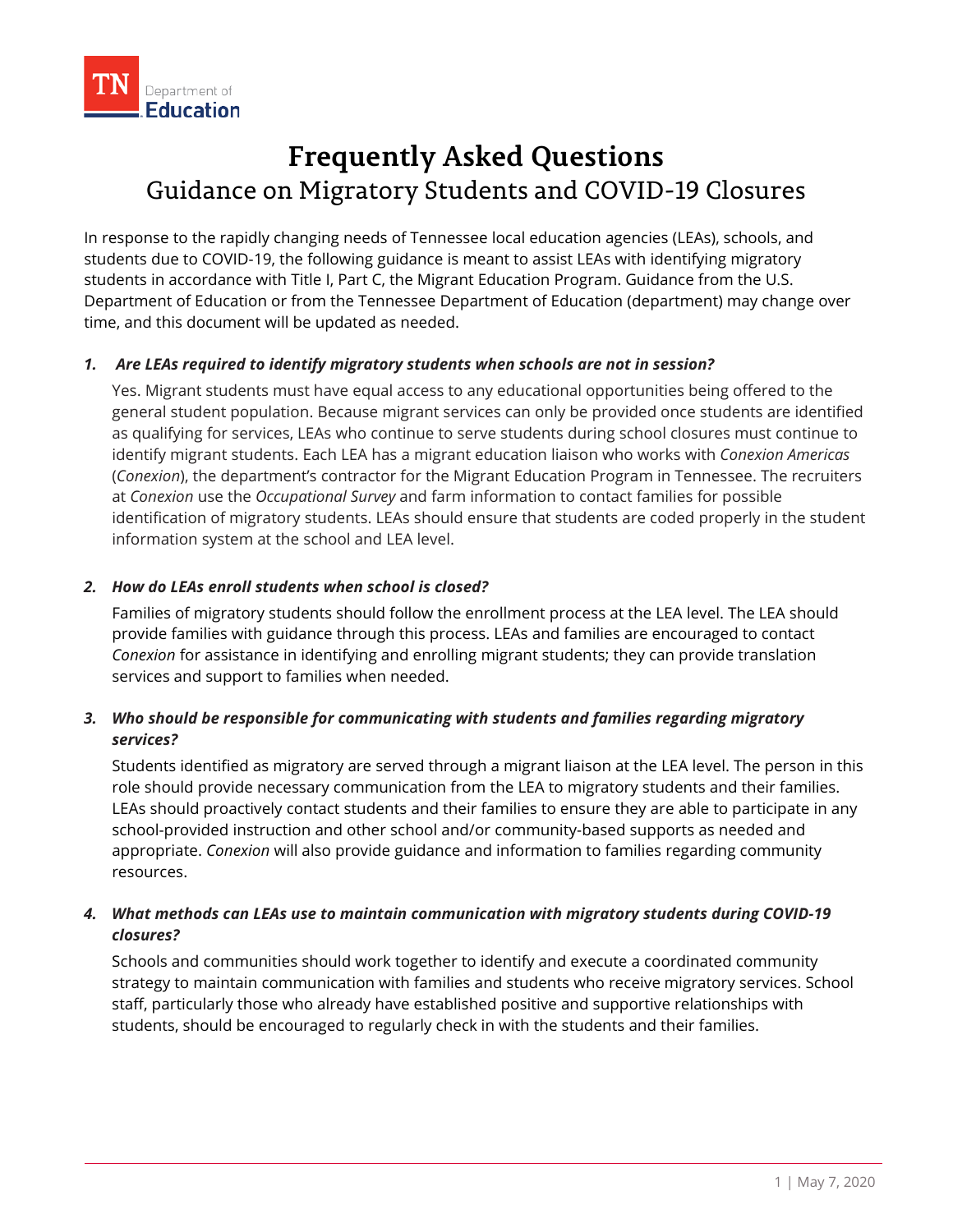TN Department of Education

# Frequently Asked Questions

## Guidance on Migratory Students and COVID-19 Closures

In response to the rapidly changing needs of Tennessee local education agencies (LEAs), schools, and students due to COVID-19, the following guidance is meant to assist LEAs with identifying migratory students in accordance with Title I, Part C, the Migrant Education Program. Guidance from the U.S. Department of Education or from the Tennessee Department of Education (department) may change over time, and this document will be updated as needed.

1. ***Are LEAs required to identify migratory students when schools are not in session?***

   Yes. Migrant students must have equal access to any educational opportunities being offered to the general student population. Because migrant services can only be provided once students are identified as qualifying for services, LEAs who continue to serve students during school closures must continue to identify migrant students. Each LEA has a migrant education liaison who works with *Conexion Americas* (*Conexion*), the department's contractor for the Migrant Education Program in Tennessee. The recruiters at *Conexion* use the *Occupational Survey* and farm information to contact families for possible identification of migratory students. LEAs should ensure that students are coded properly in the student information system at the school and LEA level.

2. ***How do LEAs enroll students when school is closed?***

   Families of migratory students should follow the enrollment process at the LEA level. The LEA should provide families with guidance through this process. LEAs and families are encouraged to contact *Conexion* for assistance in identifying and enrolling migrant students; they can provide translation services and support to families when needed.

3. ***Who should be responsible for communicating with students and families regarding migratory services?***

   Students identified as migratory are served through a migrant liaison at the LEA level. The person in this role should provide necessary communication from the LEA to migratory students and their families. LEAs should proactively contact students and their families to ensure they are able to participate in any school-provided instruction and other school and/or community-based supports as needed and appropriate. *Conexion* will also provide guidance and information to families regarding community resources.

4. ***What methods can LEAs use to maintain communication with migratory students during COVID-19 closures?***

   Schools and communities should work together to identify and execute a coordinated community strategy to maintain communication with families and students who receive migratory services. School staff, particularly those who already have established positive and supportive relationships with students, should be encouraged to regularly check in with the students and their families.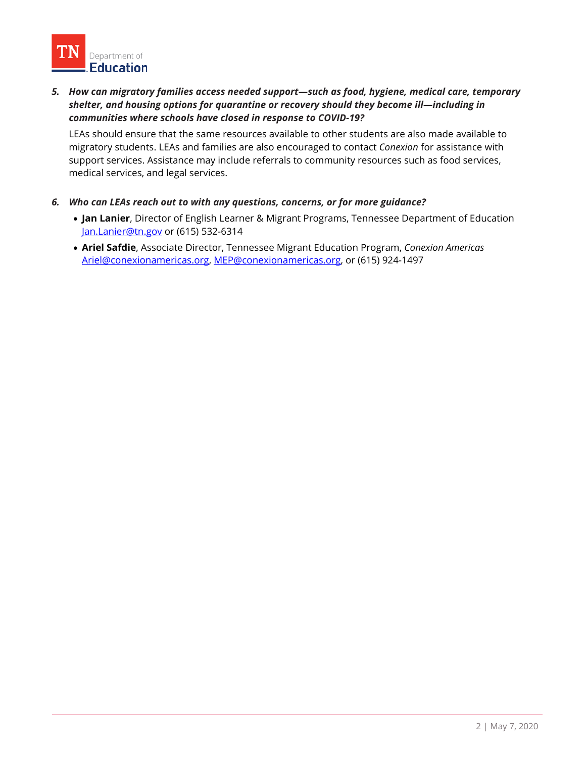5. ***How can migratory families access needed support—such as food, hygiene, medical care, temporary shelter, and housing options for quarantine or recovery should they become ill—including in communities where schools have closed in response to COVID-19?***

   LEAs should ensure that the same resources available to other students are also made available to migratory students. LEAs and families are also encouraged to contact *Conexion* for assistance with support services. Assistance may include referrals to community resources such as food services, medical services, and legal services.

6. ***Who can LEAs reach out to with any questions, concerns, or for more guidance?***

   - **Jan Lanier**, Director of English Learner & Migrant Programs, Tennessee Department of Education [Jan.Lanier@tn.gov](mailto:Jan.Lanier@tn.gov) or (615) 532-6314
   - **Ariel Safdie**, Associate Director, Tennessee Migrant Education Program, *Conexion Americas* [Ariel@conexionamericas.org](mailto:Ariel@conexionamericas.org), [MEP@conexionamericas.org](mailto:MEP@conexionamericas.org), or (615) 924-1497